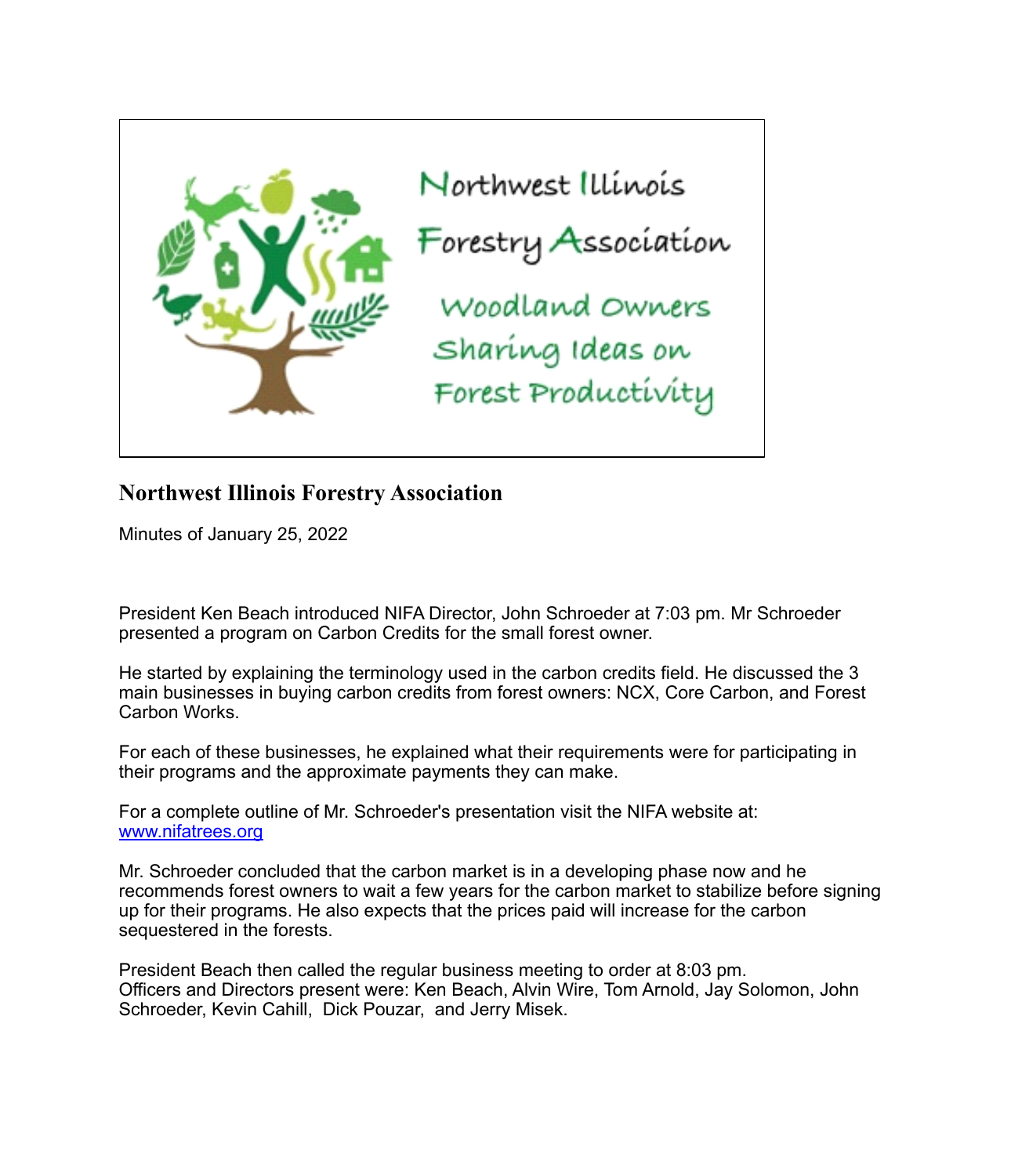# Northwest Illinois Forestry Association

Minutes of January 25, 2022

President Ken Beach introduced NIFA Director, John Schroeder at 7:03 pm. Mr Schroeder presented a program on Carbon Credits for the small forest owner.

He started by explaining the terminology used in the carbon credits field. He discussed the 3 main businesses in buying carbon credits from forest owners: NCX, Core Carbon, and Forest Carbon Works.

For each of these businesses, he explained what their requirements were for participating in their programs and the approximate payments they can make.

For a complete outline of Mr. Schroeder's presentation visit the NIFA website at: [www.nifatrees.org](http://www.nifatrees.org)

Mr. Schroeder concluded that the carbon market is in a developing phase now and he recommends forest owners to wait a few years for the carbon market to stabilize before signing up for their programs. He also expects that the prices paid will increase for the carbon sequestered in the forests.

President Beach then called the regular business meeting to order at 8:03 pm.
Officers and Directors present were: Ken Beach, Alvin Wire, Tom Arnold, Jay Solomon, John Schroeder, Kevin Cahill, Dick Pouzar, and Jerry Misek.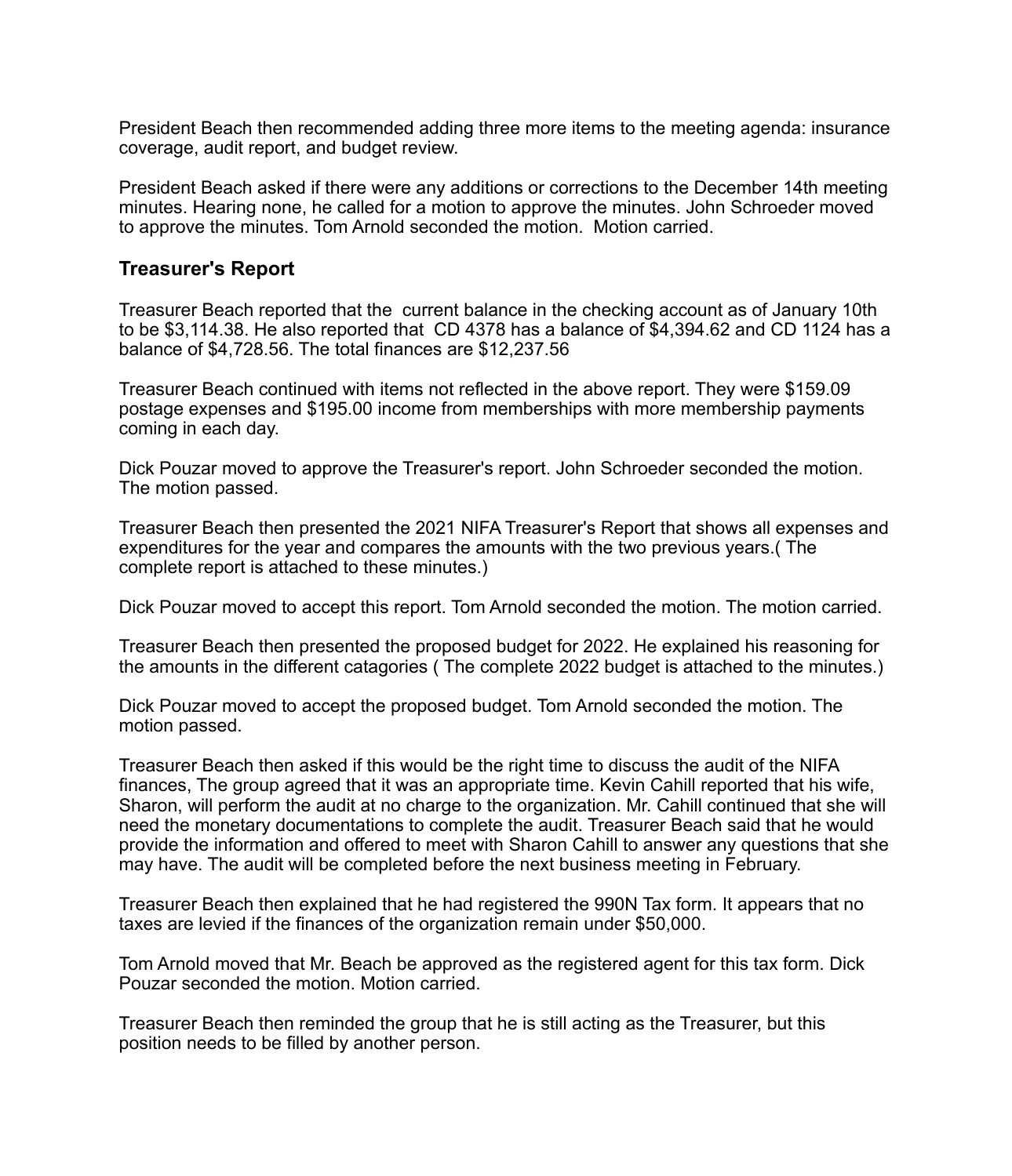President Beach then recommended adding three more items to the meeting agenda: insurance coverage, audit report, and budget review.

President Beach asked if there were any additions or corrections to the December 14th meeting minutes. Hearing none, he called for a motion to approve the minutes. John Schroeder moved to approve the minutes. Tom Arnold seconded the motion. Motion carried.

## Treasurer's Report

Treasurer Beach reported that the current balance in the checking account as of January 10th to be $3,114.38. He also reported that CD 4378 has a balance of $4,394.62 and CD 1124 has a balance of $4,728.56. The total finances are $12,237.56

Treasurer Beach continued with items not reflected in the above report. They were $159.09 postage expenses and $195.00 income from memberships with more membership payments coming in each day.

Dick Pouzar moved to approve the Treasurer's report. John Schroeder seconded the motion. The motion passed.

Treasurer Beach then presented the 2021 NIFA Treasurer's Report that shows all expenses and expenditures for the year and compares the amounts with the two previous years.( The complete report is attached to these minutes.)

Dick Pouzar moved to accept this report. Tom Arnold seconded the motion. The motion carried.

Treasurer Beach then presented the proposed budget for 2022. He explained his reasoning for the amounts in the different catagories ( The complete 2022 budget is attached to the minutes.)

Dick Pouzar moved to accept the proposed budget. Tom Arnold seconded the motion. The motion passed.

Treasurer Beach then asked if this would be the right time to discuss the audit of the NIFA finances, The group agreed that it was an appropriate time. Kevin Cahill reported that his wife, Sharon, will perform the audit at no charge to the organization. Mr. Cahill continued that she will need the monetary documentations to complete the audit. Treasurer Beach said that he would provide the information and offered to meet with Sharon Cahill to answer any questions that she may have. The audit will be completed before the next business meeting in February.

Treasurer Beach then explained that he had registered the 990N Tax form. It appears that no taxes are levied if the finances of the organization remain under $50,000.

Tom Arnold moved that Mr. Beach be approved as the registered agent for this tax form. Dick Pouzar seconded the motion. Motion carried.

Treasurer Beach then reminded the group that he is still acting as the Treasurer, but this position needs to be filled by another person.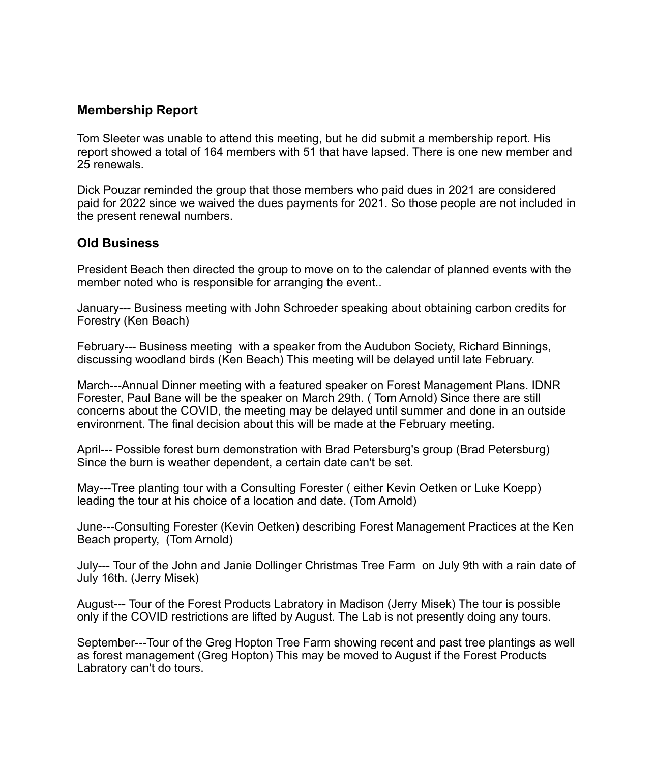## Membership Report

Tom Sleeter was unable to attend this meeting, but he did submit a membership report. His report showed a total of 164 members with 51 that have lapsed. There is one new member and 25 renewals.

Dick Pouzar reminded the group that those members who paid dues in 2021 are considered paid for 2022 since we waived the dues payments for 2021. So those people are not included in the present renewal numbers.

## Old Business

President Beach then directed the group to move on to the calendar of planned events with the member noted who is responsible for arranging the event..

January--- Business meeting with John Schroeder speaking about obtaining carbon credits for Forestry (Ken Beach)

February--- Business meeting with a speaker from the Audubon Society, Richard Binnings, discussing woodland birds (Ken Beach) This meeting will be delayed until late February.

March---Annual Dinner meeting with a featured speaker on Forest Management Plans. IDNR Forester, Paul Bane will be the speaker on March 29th. ( Tom Arnold) Since there are still concerns about the COVID, the meeting may be delayed until summer and done in an outside environment. The final decision about this will be made at the February meeting.

April--- Possible forest burn demonstration with Brad Petersburg's group (Brad Petersburg) Since the burn is weather dependent, a certain date can't be set.

May---Tree planting tour with a Consulting Forester ( either Kevin Oetken or Luke Koepp) leading the tour at his choice of a location and date. (Tom Arnold)

June---Consulting Forester (Kevin Oetken) describing Forest Management Practices at the Ken Beach property, (Tom Arnold)

July--- Tour of the John and Janie Dollinger Christmas Tree Farm on July 9th with a rain date of July 16th. (Jerry Misek)

August--- Tour of the Forest Products Labratory in Madison (Jerry Misek) The tour is possible only if the COVID restrictions are lifted by August. The Lab is not presently doing any tours.

September---Tour of the Greg Hopton Tree Farm showing recent and past tree plantings as well as forest management (Greg Hopton) This may be moved to August if the Forest Products Labratory can't do tours.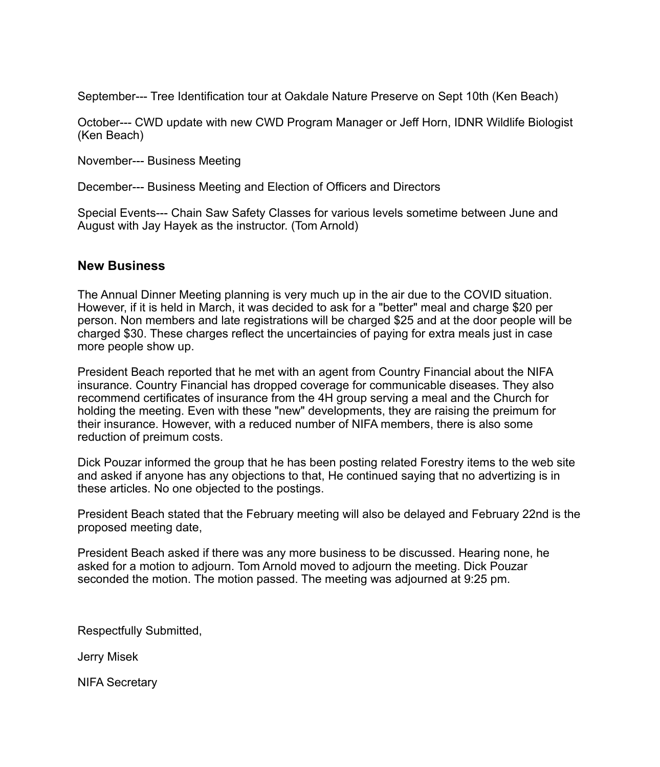September--- Tree Identification tour at Oakdale Nature Preserve on Sept 10th (Ken Beach)

October--- CWD update with new CWD Program Manager or Jeff Horn, IDNR Wildlife Biologist (Ken Beach)

November--- Business Meeting

December--- Business Meeting and Election of Officers and Directors

Special Events--- Chain Saw Safety Classes for various levels sometime between June and August with Jay Hayek as the instructor. (Tom Arnold)

### New Business

The Annual Dinner Meeting planning is very much up in the air due to the COVID situation. However, if it is held in March, it was decided to ask for a "better" meal and charge $20 per person. Non members and late registrations will be charged $25 and at the door people will be charged $30. These charges reflect the uncertaincies of paying for extra meals just in case more people show up.

President Beach reported that he met with an agent from Country Financial about the NIFA insurance. Country Financial has dropped coverage for communicable diseases. They also recommend certificates of insurance from the 4H group serving a meal and the Church for holding the meeting. Even with these "new" developments, they are raising the preimum for their insurance. However, with a reduced number of NIFA members, there is also some reduction of preimum costs.

Dick Pouzar informed the group that he has been posting related Forestry items to the web site and asked if anyone has any objections to that, He continued saying that no advertizing is in these articles. No one objected to the postings.

President Beach stated that the February meeting will also be delayed and February 22nd is the proposed meeting date,

President Beach asked if there was any more business to be discussed. Hearing none, he asked for a motion to adjourn. Tom Arnold moved to adjourn the meeting. Dick Pouzar seconded the motion. The motion passed. The meeting was adjourned at 9:25 pm.

Respectfully Submitted,

Jerry Misek

NIFA Secretary